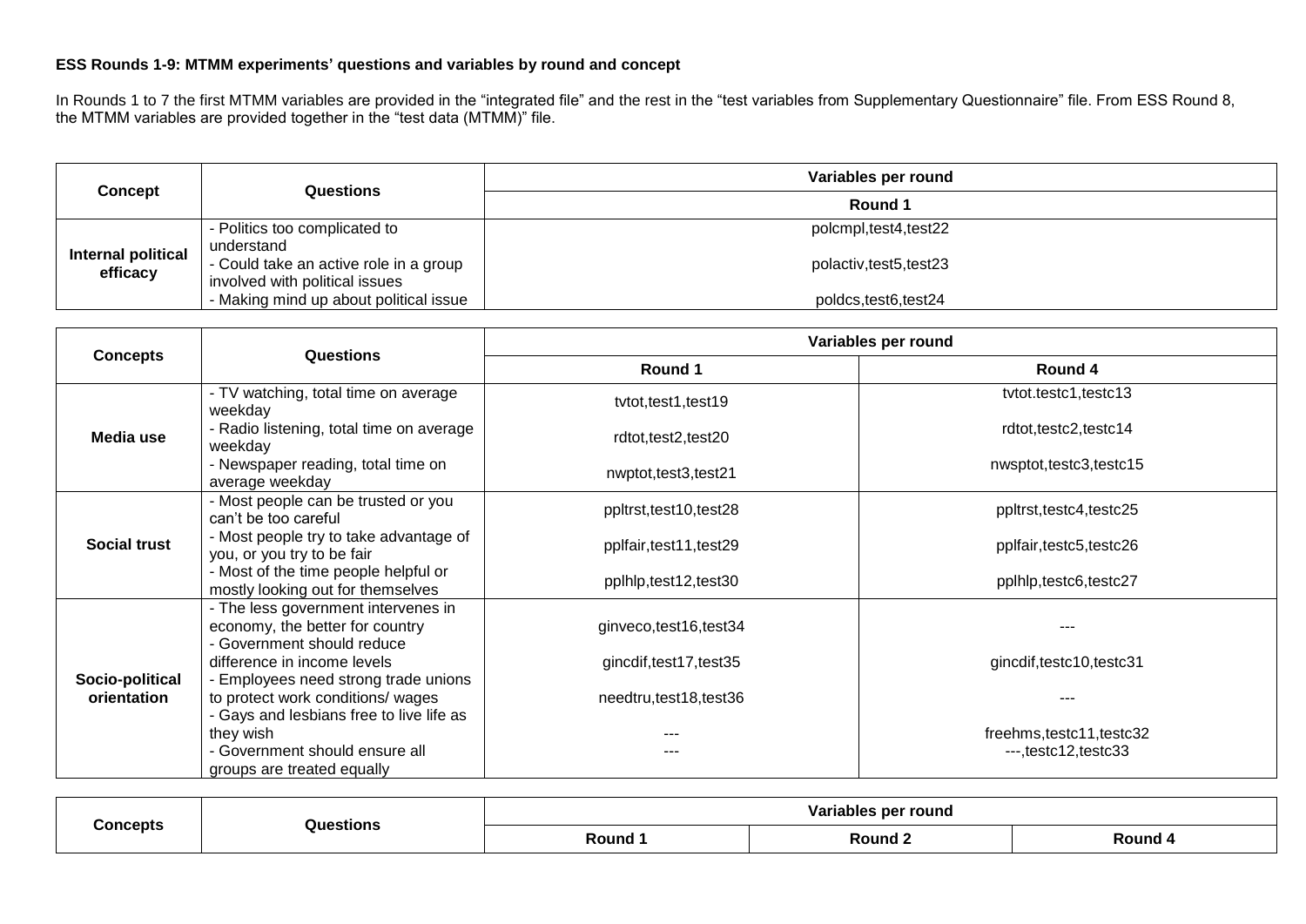**ESS Rounds 1-9: MTMM experiments' questions and variables by round and concept**

In Rounds 1 to 7 the first MTMM variables are provided in the "integrated file" and the rest in the "test variables from Supplementary Questionnaire" file. From ESS Round 8, the MTMM variables are provided together in the "test data (MTMM)" file.

| Concept | Questions | Variables per round |
|---|---|---|
| | | Round 1 |
| **Internal political efficacy** | - Politics too complicated to understand | polcmpl,test4,test22 |
| | - Could take an active role in a group involved with political issues | polactiv,test5,test23 |
| | - Making mind up about political issue | poldcs,test6,test24 |

| Concepts | Questions | Variables per round | |
|---|---|---|---|
| | | Round 1 | Round 4 |
| **Media use** | - TV watching, total time on average weekday | tvtot,test1,test19 | tvtot.testc1,testc13 |
| | - Radio listening, total time on average weekday | rdtot,test2,test20 | rdtot,testc2,testc14 |
| | - Newspaper reading, total time on average weekday | nwptot,test3,test21 | nwsptot,testc3,testc15 |
| **Social trust** | - Most people can be trusted or you can't be too careful | ppltrst,test10,test28 | ppltrst,testc4,testc25 |
| | - Most people try to take advantage of you, or you try to be fair | pplfair,test11,test29 | pplfair,testc5,testc26 |
| | - Most of the time people helpful or mostly looking out for themselves | pplhlp,test12,test30 | pplhlp,testc6,testc27 |
| **Socio-political orientation** | - The less government intervenes in economy, the better for country | ginveco,test16,test34 | --- |
| | - Government should reduce difference in income levels | gincdif,test17,test35 | gincdif,testc10,testc31 |
| | - Employees need strong trade unions to protect work conditions/ wages | needtru,test18,test36 | --- |
| | - Gays and lesbians free to live life as they wish | --- | freehms,testc11,testc32 |
| | - Government should ensure all groups are treated equally | --- | ---,testc12,testc33 |

| Concepts | Questions | Variables per round | | |
|---|---|---|---|---|
| | | Round 1 | Round 2 | Round 4 |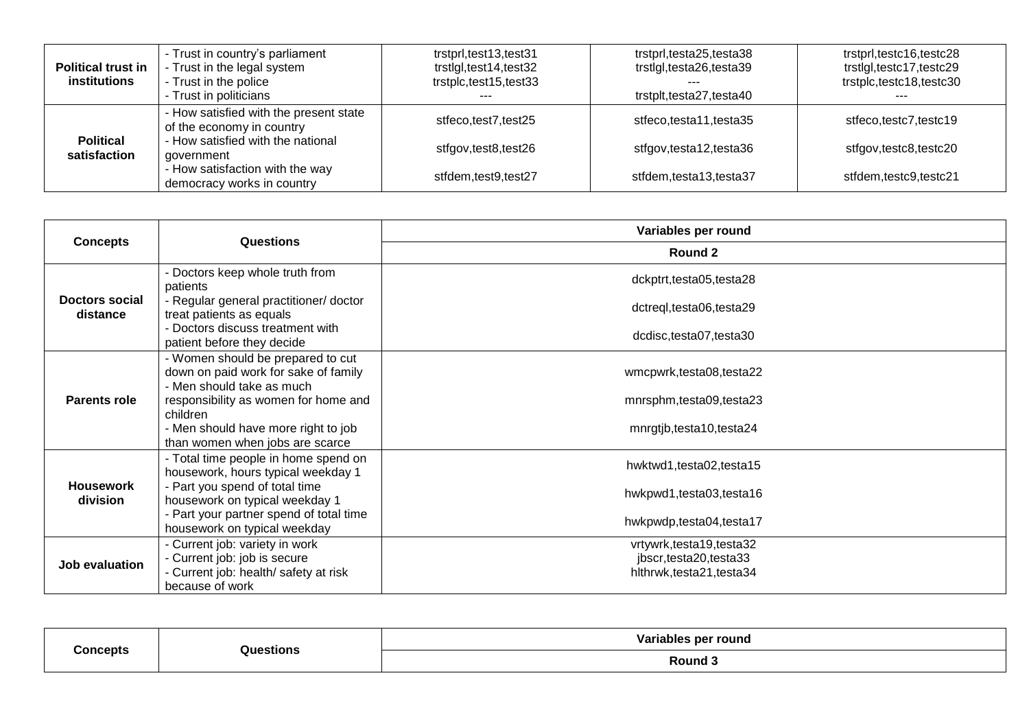| | | | | |
|---|---|---|---|---|
| **Political trust in institutions** | - Trust in country's parliament<br>- Trust in the legal system<br>- Trust in the police<br>- Trust in politicians | trstprl,test13,test31<br>trstlgl,test14,test32<br>trstplc,test15,test33<br>--- | trstprl,testa25,testa38<br>trstlgl,testa26,testa39<br>---<br>trstplt,testa27,testa40 | trstprl,testc16,testc28<br>trstlgl,testc17,testc29<br>trstplc,testc18,testc30<br>--- |
| **Political satisfaction** | - How satisfied with the present state of the economy in country<br>- How satisfied with the national government<br>- How satisfaction with the way democracy works in country | stfeco,test7,test25<br>stfgov,test8,test26<br>stfdem,test9,test27 | stfeco,testa11,testa35<br>stfgov,testa12,testa36<br>stfdem,testa13,testa37 | stfeco,testc7,testc19<br>stfgov,testc8,testc20<br>stfdem,testc9,testc21 |

| Concepts | Questions | Variables per round |
|---|---|---|
| | | Round 2 |
| **Doctors social distance** | - Doctors keep whole truth from patients<br>- Regular general practitioner/ doctor treat patients as equals<br>- Doctors discuss treatment with patient before they decide | dckptrt,testa05,testa28<br>dctreql,testa06,testa29<br>dcdisc,testa07,testa30 |
| **Parents role** | - Women should be prepared to cut down on paid work for sake of family<br>- Men should take as much responsibility as women for home and children<br>- Men should have more right to job than women when jobs are scarce | wmcpwrk,testa08,testa22<br>mnrsphm,testa09,testa23<br>mnrgtjb,testa10,testa24 |
| **Housework division** | - Total time people in home spend on housework, hours typical weekday 1<br>- Part you spend of total time housework on typical weekday 1<br>- Part your partner spend of total time housework on typical weekday | hwktwd1,testa02,testa15<br>hwkpwd1,testa03,testa16<br>hwkpwdp,testa04,testa17 |
| **Job evaluation** | - Current job: variety in work<br>- Current job: job is secure<br>- Current job: health/ safety at risk because of work | vrtywrk,testa19,testa32<br>jbscr,testa20,testa33<br>hlthrwk,testa21,testa34 |

| Concepts | Questions | Variables per round |
|---|---|---|
| | | Round 3 |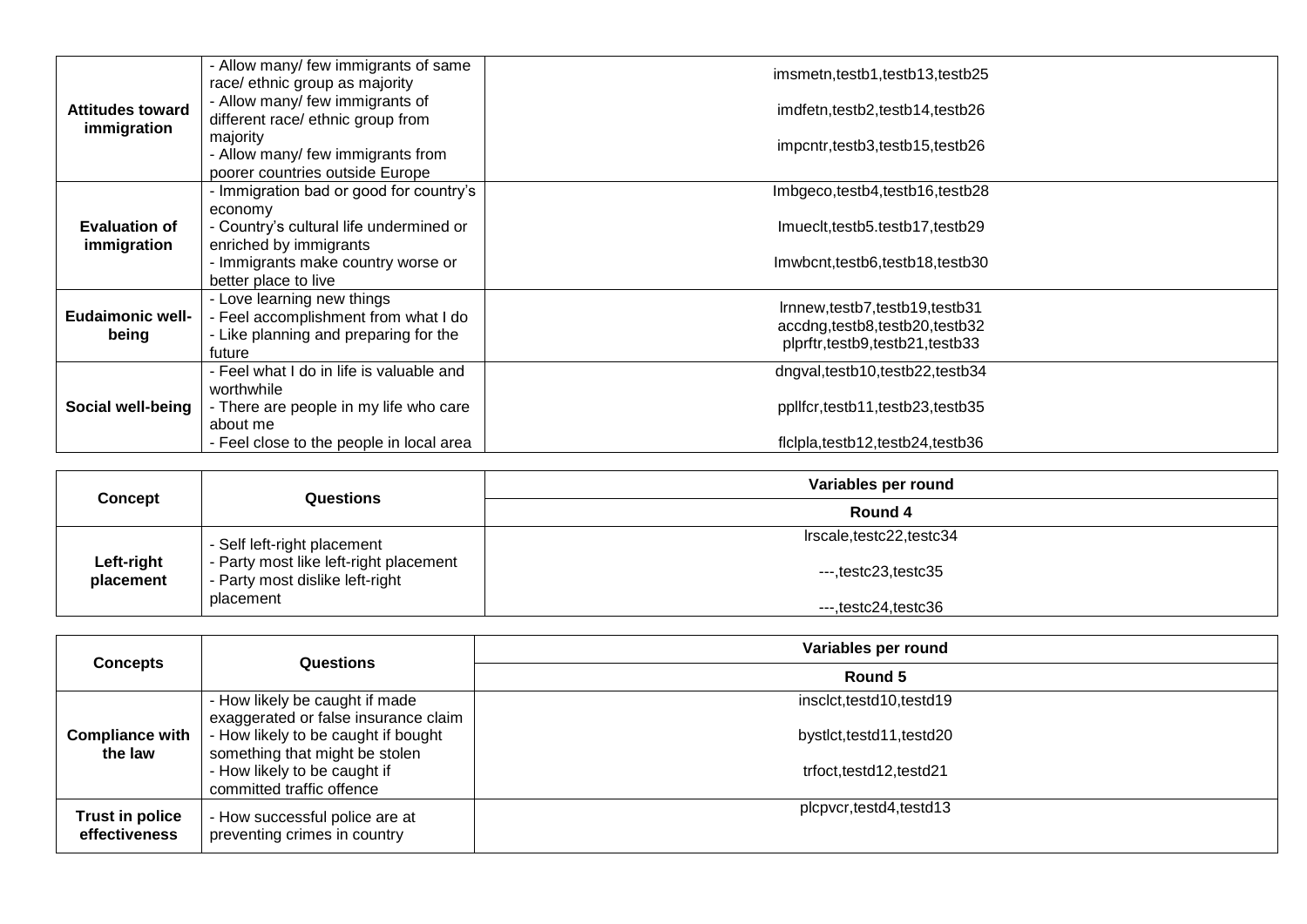| | | |
|---|---|---|
| **Attitudes toward immigration** | - Allow many/ few immigrants of same race/ ethnic group as majority<br>- Allow many/ few immigrants of different race/ ethnic group from majority<br>- Allow many/ few immigrants from poorer countries outside Europe | imsmetn,testb1,testb13,testb25<br>imdfetn,testb2,testb14,testb26<br>impcntr,testb3,testb15,testb26 |
| **Evaluation of immigration** | - Immigration bad or good for country's economy<br>- Country's cultural life undermined or enriched by immigrants<br>- Immigrants make country worse or better place to live | Imbgeco,testb4,testb16,testb28<br>Imueclt,testb5.testb17,testb29<br>Imwbcnt,testb6,testb18,testb30 |
| **Eudaimonic well-being** | - Love learning new things<br>- Feel accomplishment from what I do<br>- Like planning and preparing for the future | lrnnew,testb7,testb19,testb31<br>accdng,testb8,testb20,testb32<br>plprftr,testb9,testb21,testb33 |
| **Social well-being** | - Feel what I do in life is valuable and worthwhile<br>- There are people in my life who care about me<br>- Feel close to the people in local area | dngval,testb10,testb22,testb34<br>ppllfcr,testb11,testb23,testb35<br>flclpla,testb12,testb24,testb36 |

| Concept | Questions | Variables per round |
|---|---|---|
| | | **Round 4** |
| **Left-right placement** | - Self left-right placement<br>- Party most like left-right placement<br>- Party most dislike left-right placement | lrscale,testc22,testc34<br>---,testc23,testc35<br>---,testc24,testc36 |

| Concepts | Questions | Variables per round |
|---|---|---|
| | | **Round 5** |
| **Compliance with the law** | - How likely be caught if made exaggerated or false insurance claim<br>- How likely to be caught if bought something that might be stolen<br>- How likely to be caught if committed traffic offence | insclct,testd10,testd19<br>bystlct,testd11,testd20<br>trfoct,testd12,testd21 |
| **Trust in police effectiveness** | - How successful police are at preventing crimes in country | plcpvcr,testd4,testd13 |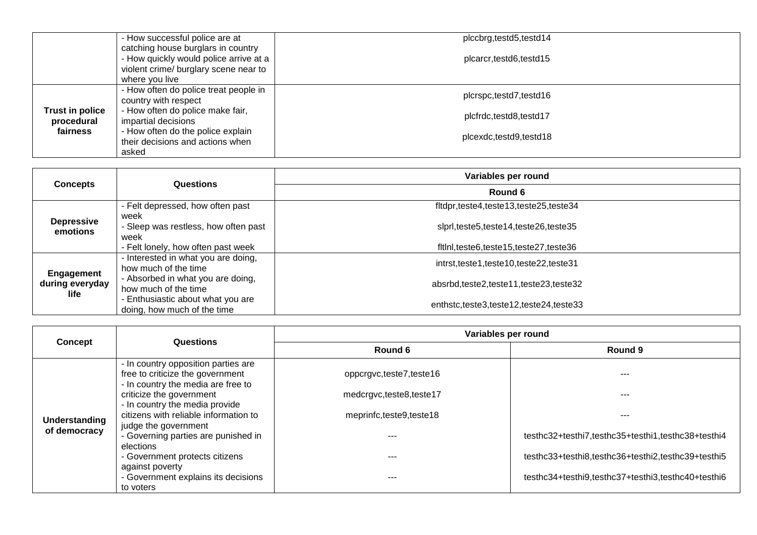|  |  |  |
|---|---|---|
|  | - How successful police are at catching house burglars in country | plccbrg,testd5,testd14 |
|  | - How quickly would police arrive at a violent crime/ burglary scene near to where you live | plcarcr,testd6,testd15 |
| **Trust in police procedural fairness** | - How often do police treat people in country with respect | plcrspc,testd7,testd16 |
|  | - How often do police make fair, impartial decisions | plcfrdc,testd8,testd17 |
|  | - How often do the police explain their decisions and actions when asked | plcexdc,testd9,testd18 |

| Concepts | Questions | Variables per round |
|---|---|---|
|  |  | Round 6 |
| **Depressive emotions** | - Felt depressed, how often past week | fltdpr,teste4,teste13,teste25,teste34 |
|  | - Sleep was restless, how often past week | slprl,teste5,teste14,teste26,teste35 |
|  | - Felt lonely, how often past week | fltlnl,teste6,teste15,teste27,teste36 |
| **Engagement during everyday life** | - Interested in what you are doing, how much of the time | intrst,teste1,teste10,teste22,teste31 |
|  | - Absorbed in what you are doing, how much of the time | absrbd,teste2,teste11,teste23,teste32 |
|  | - Enthusiastic about what you are doing, how much of the time | enthstc,teste3,teste12,teste24,teste33 |

| Concept | Questions | Variables per round |  |
|---|---|---|---|
|  |  | Round 6 | Round 9 |
| **Understanding of democracy** | - In country opposition parties are free to criticize the government | oppcrgvc,teste7,teste16 | --- |
|  | - In country the media are free to criticize the government | medcrgvc,teste8,teste17 | --- |
|  | - In country the media provide citizens with reliable information to judge the government | meprinfc,teste9,teste18 | --- |
|  | - Governing parties are punished in elections | --- | testhc32+testhi7,testhc35+testhi1,testhc38+testhi4 |
|  | - Government protects citizens against poverty | --- | testhc33+testhi8,testhc36+testhi2,testhc39+testhi5 |
|  | - Government explains its decisions to voters | --- | testhc34+testhi9,testhc37+testhi3,testhc40+testhi6 |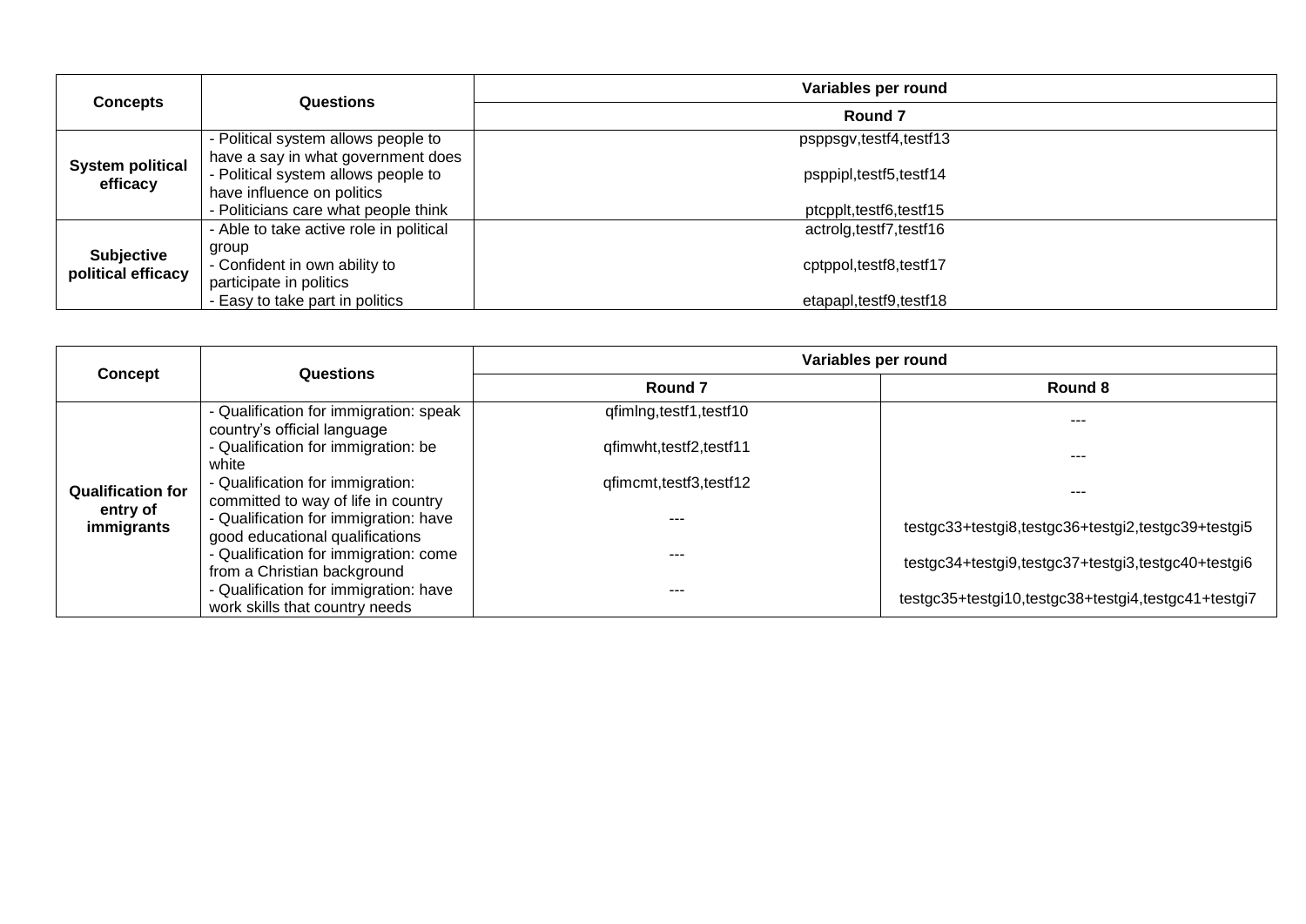| Concepts | Questions | Variables per round |
|---|---|---|
| | | Round 7 |
| System political efficacy | - Political system allows people to have a say in what government does | psppsgv,testf4,testf13 |
| | - Political system allows people to have influence on politics | psppipl,testf5,testf14 |
| | - Politicians care what people think | ptcpplt,testf6,testf15 |
| Subjective political efficacy | - Able to take active role in political group | actrolg,testf7,testf16 |
| | - Confident in own ability to participate in politics | cptppol,testf8,testf17 |
| | - Easy to take part in politics | etapapl,testf9,testf18 |

| Concept | Questions | Variables per round | |
|---|---|---|---|
| | | Round 7 | Round 8 |
| Qualification for entry of immigrants | - Qualification for immigration: speak country's official language | qfimlng,testf1,testf10 | --- |
| | - Qualification for immigration: be white | qfimwht,testf2,testf11 | --- |
| | - Qualification for immigration: committed to way of life in country | qfimcmt,testf3,testf12 | --- |
| | - Qualification for immigration: have good educational qualifications | --- | testgc33+testgi8,testgc36+testgi2,testgc39+testgi5 |
| | - Qualification for immigration: come from a Christian background | --- | testgc34+testgi9,testgc37+testgi3,testgc40+testgi6 |
| | - Qualification for immigration: have work skills that country needs | --- | testgc35+testgi10,testgc38+testgi4,testgc41+testgi7 |